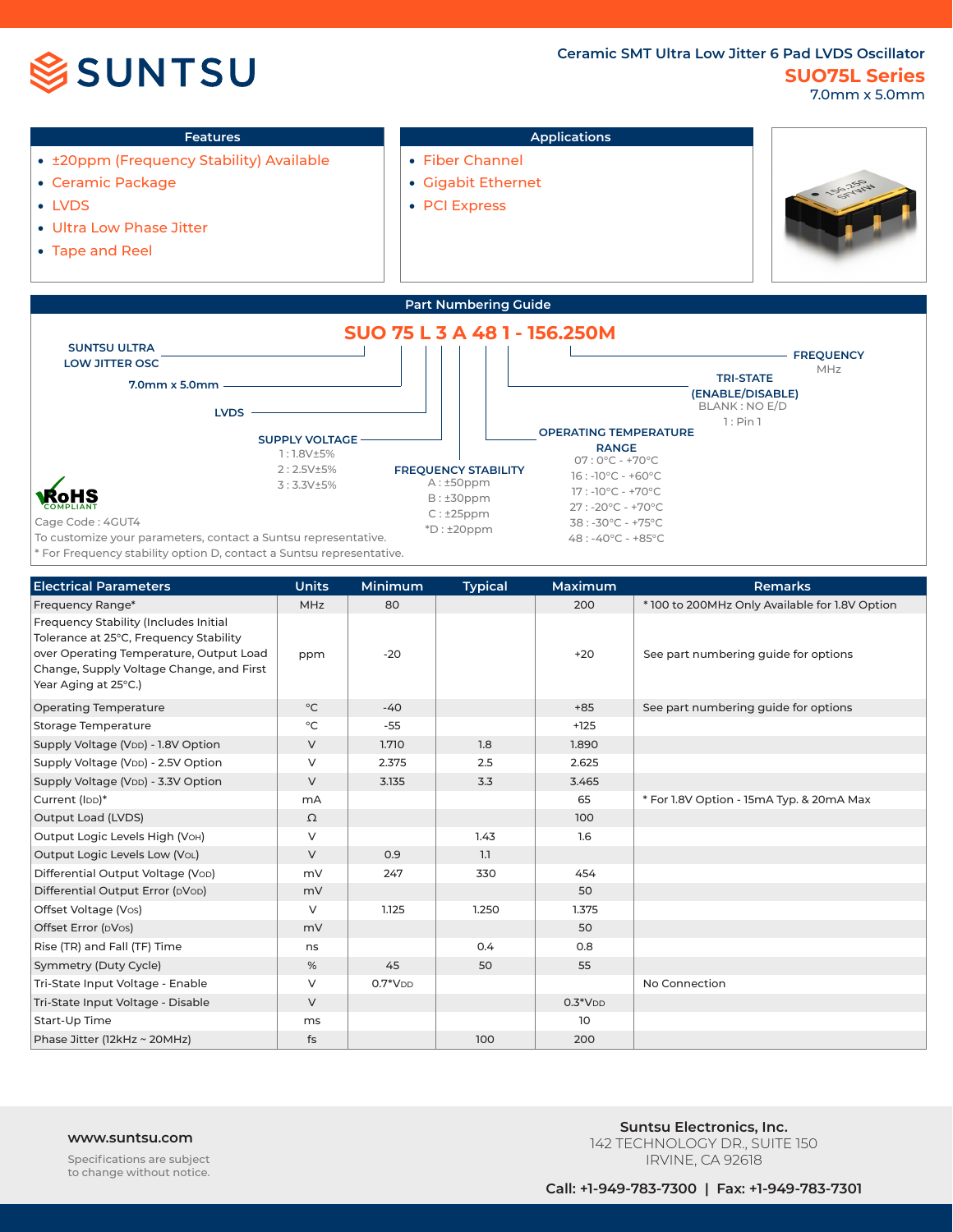SUNTSU

# Ceramic SMT Ultra Low Jitter 6 Pad LVDS Oscillator

## SUO75L Series

7.0mm x 5.0mm

### Features

- ±20ppm (Frequency Stability) Available
- Ceramic Package
- LVDS
- Ultra Low Phase Jitter
- Tape and Reel

### Applications

- Fiber Channel
- Gigabit Ethernet
- PCI Express

### Part Numbering Guide

**SUO 75 L 3 A 48 1 - 156.250M**

- **SUNTSU ULTRA LOW JITTER OSC**
- **7.0mm x 5.0mm**
- **LVDS**
- **SUPPLY VOLTAGE**
  - 1 : 1.8V±5%
  - 2 : 2.5V±5%
  - 3 : 3.3V±5%
- **FREQUENCY STABILITY**
  - A : ±50ppm
  - B : ±30ppm
  - C : ±25ppm
  - *D : ±20ppm
- **OPERATING TEMPERATURE RANGE**
  - 07 : 0°C - +70°C
  - 16 : -10°C - +60°C
  - 17 : -10°C - +70°C
  - 27 : -20°C - +70°C
  - 38 : -30°C - +75°C
  - 48 : -40°C - +85°C
- **TRI-STATE (ENABLE/DISABLE)**
  - BLANK : NO E/D
  - 1 : Pin 1
- **FREQUENCY**
  - MHz

RoHS COMPLIANT

Cage Code : 4GUT4

To customize your parameters, contact a Suntsu representative.

* For Frequency stability option D, contact a Suntsu representative.

| Electrical Parameters | Units | Minimum | Typical | Maximum | Remarks |
|---|---|---|---|---|---|
| Frequency Range* | MHz | 80 | | 200 | * 100 to 200MHz Only Available for 1.8V Option |
| Frequency Stability (Includes Initial Tolerance at 25°C, Frequency Stability over Operating Temperature, Output Load Change, Supply Voltage Change, and First Year Aging at 25°C.) | ppm | -20 | | +20 | See part numbering guide for options |
| Operating Temperature | °C | -40 | | +85 | See part numbering guide for options |
| Storage Temperature | °C | -55 | | +125 | |
| Supply Voltage ($V_{DD}$) - 1.8V Option | V | 1.710 | 1.8 | 1.890 | |
| Supply Voltage ($V_{DD}$) - 2.5V Option | V | 2.375 | 2.5 | 2.625 | |
| Supply Voltage ($V_{DD}$) - 3.3V Option | V | 3.135 | 3.3 | 3.465 | |
| Current ($I_{DD}$)* | mA | | | 65 | * For 1.8V Option - 15mA Typ. & 20mA Max |
| Output Load (LVDS) | Ω | | | 100 | |
| Output Logic Levels High ($V_{OH}$) | V | | 1.43 | 1.6 | |
| Output Logic Levels Low ($V_{OL}$) | V | 0.9 | 1.1 | | |
| Differential Output Voltage ($V_{OD}$) | mV | 247 | 330 | 454 | |
| Differential Output Error ($dV_{OD}$) | mV | | | 50 | |
| Offset Voltage ($V_{OS}$) | V | 1.125 | 1.250 | 1.375 | |
| Offset Error ($dV_{OS}$) | mV | | | 50 | |
| Rise (TR) and Fall (TF) Time | ns | | 0.4 | 0.8 | |
| Symmetry (Duty Cycle) | % | 45 | 50 | 55 | |
| Tri-State Input Voltage - Enable | V | 0.7*$V_{DD}$ | | | No Connection |
| Tri-State Input Voltage - Disable | V | | | 0.3*$V_{DD}$ | |
| Start-Up Time | ms | | | 10 | |
| Phase Jitter (12kHz ~ 20MHz) | fs | | 100 | 200 | |

www.suntsu.com

Specifications are subject to change without notice.

Suntsu Electronics, Inc.
142 TECHNOLOGY DR., SUITE 150
IRVINE, CA 92618

Call: +1-949-783-7300 | Fax: +1-949-783-7301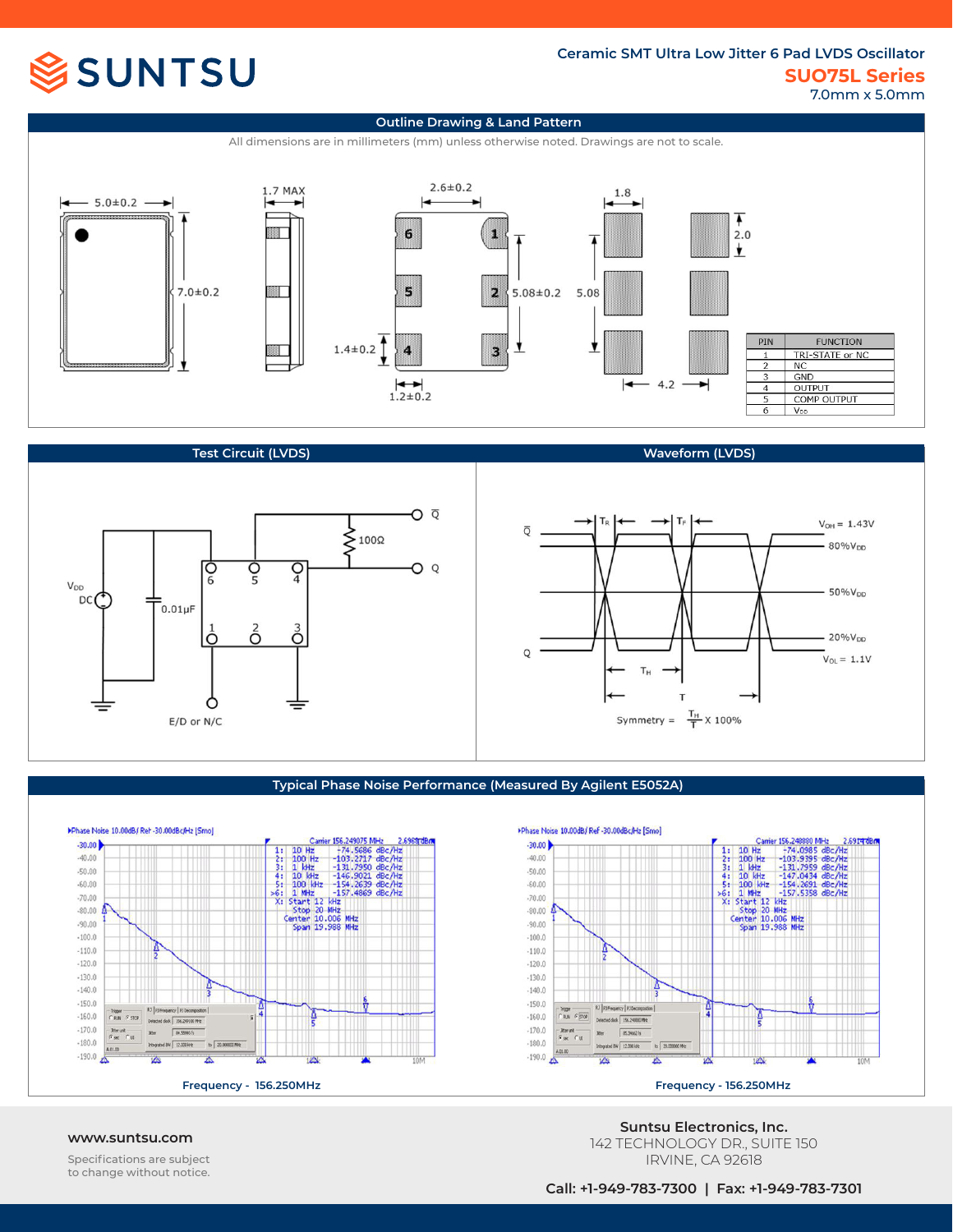## Outline Drawing & Land Pattern

All dimensions are in millimeters (mm) unless otherwise noted. Drawings are not to scale.

5.0±0.2 | 7.0±0.2 | 1.7 MAX | 2.6±0.2 | 5.08±0.2 | 1.4±0.2 | 1.2±0.2 | 1.8 | 5.08 | 2.0 | 4.2

| PIN | FUNCTION |
|---|---|
| 1 | TRI-STATE or NC |
| 2 | NC |
| 3 | GND |
| 4 | OUTPUT |
| 5 | COMP OUTPUT |
| 6 | $V_{DD}$ |

## Test Circuit (LVDS)

$V_{DD}$ DC, 0.01μF, 100Ω, Q, $\overline{Q}$, E/D or N/C

## Waveform (LVDS)

$V_{OH}$ = 1.43V, 80%$V_{DD}$, 50%$V_{DD}$, 20%$V_{DD}$, $V_{OL}$ = 1.1V, $T_R$, $T_F$, $T_H$, T

$$\text{Symmetry} = \frac{T_H}{T} \times 100\%$$

## Typical Phase Noise Performance (Measured By Agilent E5052A)

| Offset | Plot 1 (Carrier 156.249075 MHz) | Plot 2 (Carrier 156.248880 MHz) |
|---|---|---|
| 10 Hz | -74.5686 dBc/Hz | -74.0985 dBc/Hz |
| 100 Hz | -103.2717 dBc/Hz | -103.9395 dBc/Hz |
| 1 kHz | -131.7950 dBc/Hz | -131.7959 dBc/Hz |
| 10 kHz | -146.9021 dBc/Hz | -147.0434 dBc/Hz |
| 100 kHz | -154.2639 dBc/Hz | -154.2691 dBc/Hz |
| 1 MHz | -157.4869 dBc/Hz | -157.5358 dBc/Hz |

Start 12 kHz, Stop 20 MHz, Center 10.006 MHz, Span 19.988 MHz

Frequency - 156.250MHz

Frequency - 156.250MHz

www.suntsu.com

Specifications are subject to change without notice.

**Suntsu Electronics, Inc.**
142 TECHNOLOGY DR., SUITE 150
IRVINE, CA 92618

**Call: +1-949-783-7300 | Fax: +1-949-783-7301**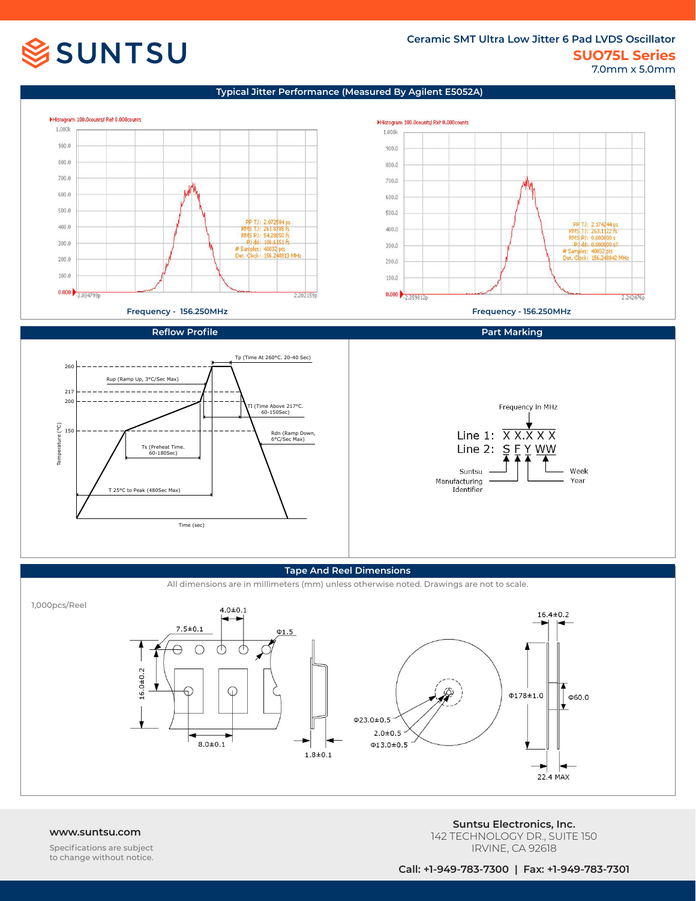## Ceramic SMT Ultra Low Jitter 6 Pad LVDS Oscillator

## SUO75L Series

7.0mm x 5.0mm

### Typical Jitter Performance (Measured By Agilent E5052A)

Frequency - 156.250MHz

Frequency - 156.250MHz

### Reflow Profile

### Part Marking

Frequency in MHz

Line 1: X X.X X X

Line 2: S F Y WW

Suntsu Manufacturing Identifier

Week

Year

### Tape And Reel Dimensions

All dimensions are in millimeters (mm) unless otherwise noted. Drawings are not to scale.

1,000pcs/Reel

www.suntsu.com

Specifications are subject to change without notice.

**Suntsu Electronics, Inc.**
142 TECHNOLOGY DR., SUITE 150
IRVINE, CA 92618

**Call: +1-949-783-7300 | Fax: +1-949-783-7301**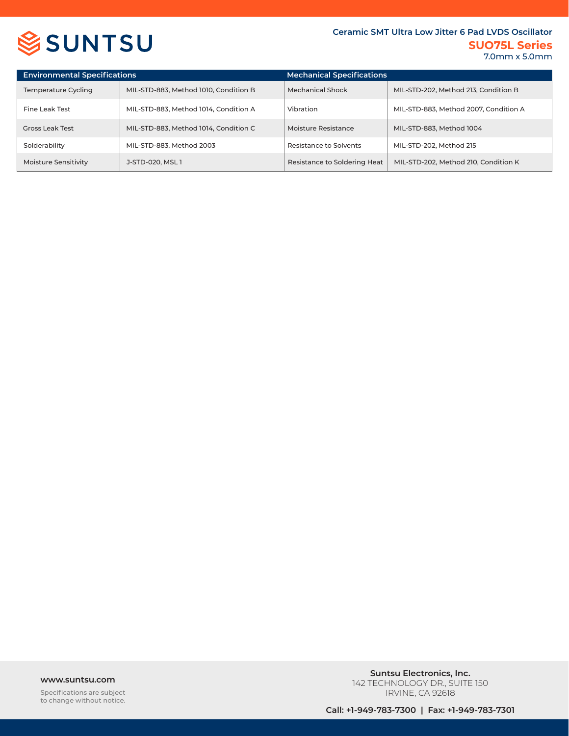| Environmental Specifications | | Mechanical Specifications | |
|---|---|---|---|
| Temperature Cycling | MIL-STD-883, Method 1010, Condition B | Mechanical Shock | MIL-STD-202, Method 213, Condition B |
| Fine Leak Test | MIL-STD-883, Method 1014, Condition A | Vibration | MIL-STD-883, Method 2007, Condition A |
| Gross Leak Test | MIL-STD-883, Method 1014, Condition C | Moisture Resistance | MIL-STD-883, Method 1004 |
| Solderability | MIL-STD-883, Method 2003 | Resistance to Solvents | MIL-STD-202, Method 215 |
| Moisture Sensitivity | J-STD-020, MSL 1 | Resistance to Soldering Heat | MIL-STD-202, Method 210, Condition K |